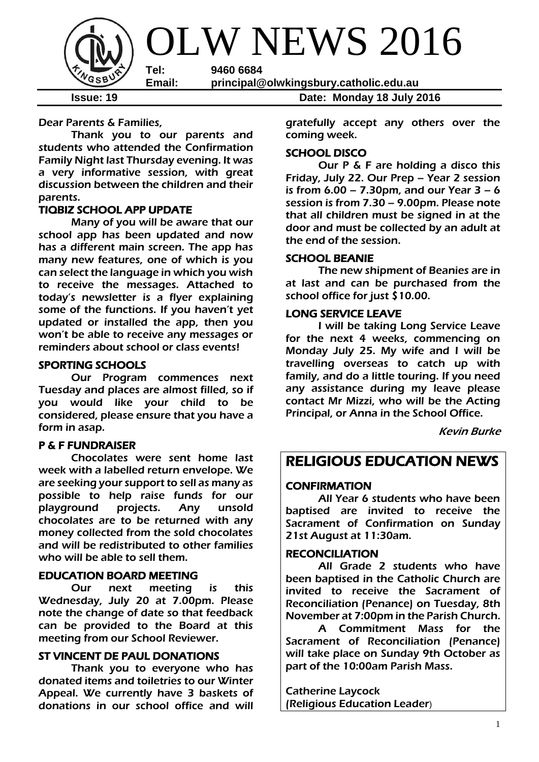# OLW NEWS 2016

**Tel:** 9460 6684
**Email:** principal@olwkingsbury.catholic.edu.au

**Issue: 19** | **Date: Monday 18 July 2016**

Dear Parents & Families,

Thank you to our parents and students who attended the Confirmation Family Night last Thursday evening. It was a very informative session, with great discussion between the children and their parents.

## TIQBIZ SCHOOL APP UPDATE

Many of you will be aware that our school app has been updated and now has a different main screen. The app has many new features, one of which is you can select the language in which you wish to receive the messages. Attached to today's newsletter is a flyer explaining some of the functions. If you haven't yet updated or installed the app, then you won't be able to receive any messages or reminders about school or class events!

## SPORTING SCHOOLS

Our Program commences next Tuesday and places are almost filled, so if you would like your child to be considered, please ensure that you have a form in asap.

## P & F FUNDRAISER

Chocolates were sent home last week with a labelled return envelope. We are seeking your support to sell as many as possible to help raise funds for our playground projects. Any unsold chocolates are to be returned with any money collected from the sold chocolates and will be redistributed to other families who will be able to sell them.

## EDUCATION BOARD MEETING

Our next meeting is this Wednesday, July 20 at 7.00pm. Please note the change of date so that feedback can be provided to the Board at this meeting from our School Reviewer.

## ST VINCENT DE PAUL DONATIONS

Thank you to everyone who has donated items and toiletries to our Winter Appeal. We currently have 3 baskets of donations in our school office and will gratefully accept any others over the coming week.

## SCHOOL DISCO

Our P & F are holding a disco this Friday, July 22. Our Prep – Year 2 session is from 6.00 – 7.30pm, and our Year 3 – 6 session is from 7.30 – 9.00pm. Please note that all children must be signed in at the door and must be collected by an adult at the end of the session.

## SCHOOL BEANIE

The new shipment of Beanies are in at last and can be purchased from the school office for just $10.00.

## LONG SERVICE LEAVE

I will be taking Long Service Leave for the next 4 weeks, commencing on Monday July 25. My wife and I will be travelling overseas to catch up with family, and do a little touring. If you need any assistance during my leave please contact Mr Mizzi, who will be the Acting Principal, or Anna in the School Office.

*Kevin Burke*

# RELIGIOUS EDUCATION NEWS

## CONFIRMATION

All Year 6 students who have been baptised are invited to receive the Sacrament of Confirmation on Sunday 21st August at 11:30am.

## RECONCILIATION

All Grade 2 students who have been baptised in the Catholic Church are invited to receive the Sacrament of Reconciliation (Penance) on Tuesday, 8th November at 7:00pm in the Parish Church.

A Commitment Mass for the Sacrament of Reconciliation (Penance) will take place on Sunday 9th October as part of the 10:00am Parish Mass.

Catherine Laycock
(Religious Education Leader)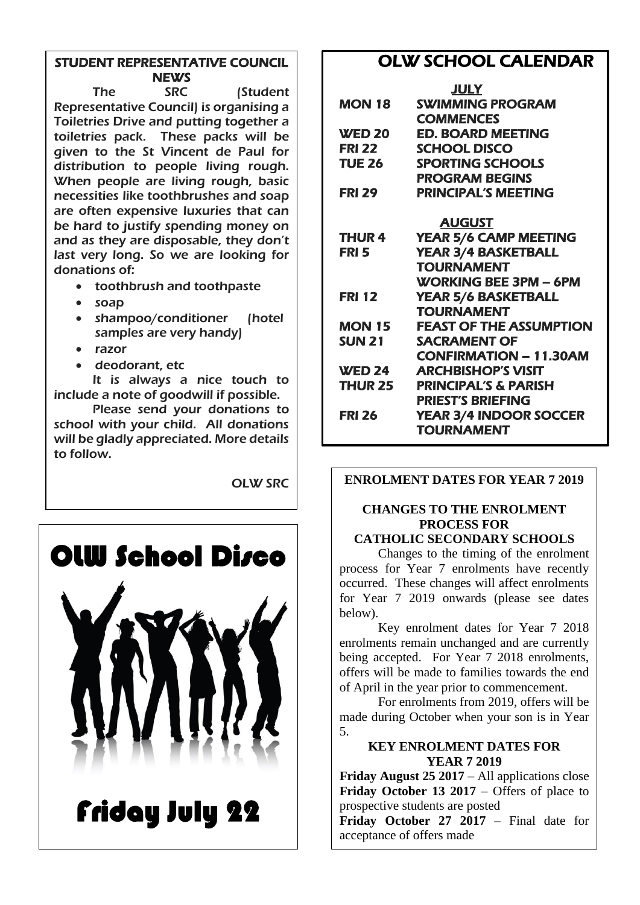## STUDENT REPRESENTATIVE COUNCIL NEWS

The SRC (Student Representative Council) is organising a Toiletries Drive and putting together a toiletries pack. These packs will be given to the St Vincent de Paul for distribution to people living rough. When people are living rough, basic necessities like toothbrushes and soap are often expensive luxuries that can be hard to justify spending money on and as they are disposable, they don't last very long. So we are looking for donations of:

- toothbrush and toothpaste
- soap
- shampoo/conditioner (hotel samples are very handy)
- razor
- deodorant, etc

It is always a nice touch to include a note of goodwill if possible.

Please send your donations to school with your child. All donations will be gladly appreciated. More details to follow.

OLW SRC

## OLW School Disco

**Friday July 22**

## OLW SCHOOL CALENDAR

**JULY**

| | |
|---|---|
| MON 18 | SWIMMING PROGRAM COMMENCES |
| WED 20 | ED. BOARD MEETING |
| FRI 22 | SCHOOL DISCO |
| TUE 26 | SPORTING SCHOOLS PROGRAM BEGINS |
| FRI 29 | PRINCIPAL'S MEETING |

**AUGUST**

| | |
|---|---|
| THUR 4 | YEAR 5/6 CAMP MEETING |
| FRI 5 | YEAR 3/4 BASKETBALL TOURNAMENT<br>WORKING BEE 3PM – 6PM |
| FRI 12 | YEAR 5/6 BASKETBALL TOURNAMENT |
| MON 15 | FEAST OF THE ASSUMPTION |
| SUN 21 | SACRAMENT OF CONFIRMATION – 11.30AM |
| WED 24 | ARCHBISHOP'S VISIT |
| THUR 25 | PRINCIPAL'S & PARISH PRIEST'S BRIEFING |
| FRI 26 | YEAR 3/4 INDOOR SOCCER TOURNAMENT |

## ENROLMENT DATES FOR YEAR 7 2019

### CHANGES TO THE ENROLMENT PROCESS FOR CATHOLIC SECONDARY SCHOOLS

Changes to the timing of the enrolment process for Year 7 enrolments have recently occurred. These changes will affect enrolments for Year 7 2019 onwards (please see dates below).

Key enrolment dates for Year 7 2018 enrolments remain unchanged and are currently being accepted. For Year 7 2018 enrolments, offers will be made to families towards the end of April in the year prior to commencement.

For enrolments from 2019, offers will be made during October when your son is in Year 5.

### KEY ENROLMENT DATES FOR YEAR 7 2019

**Friday August 25 2017** – All applications close
**Friday October 13 2017** – Offers of place to prospective students are posted
**Friday October 27 2017** – Final date for acceptance of offers made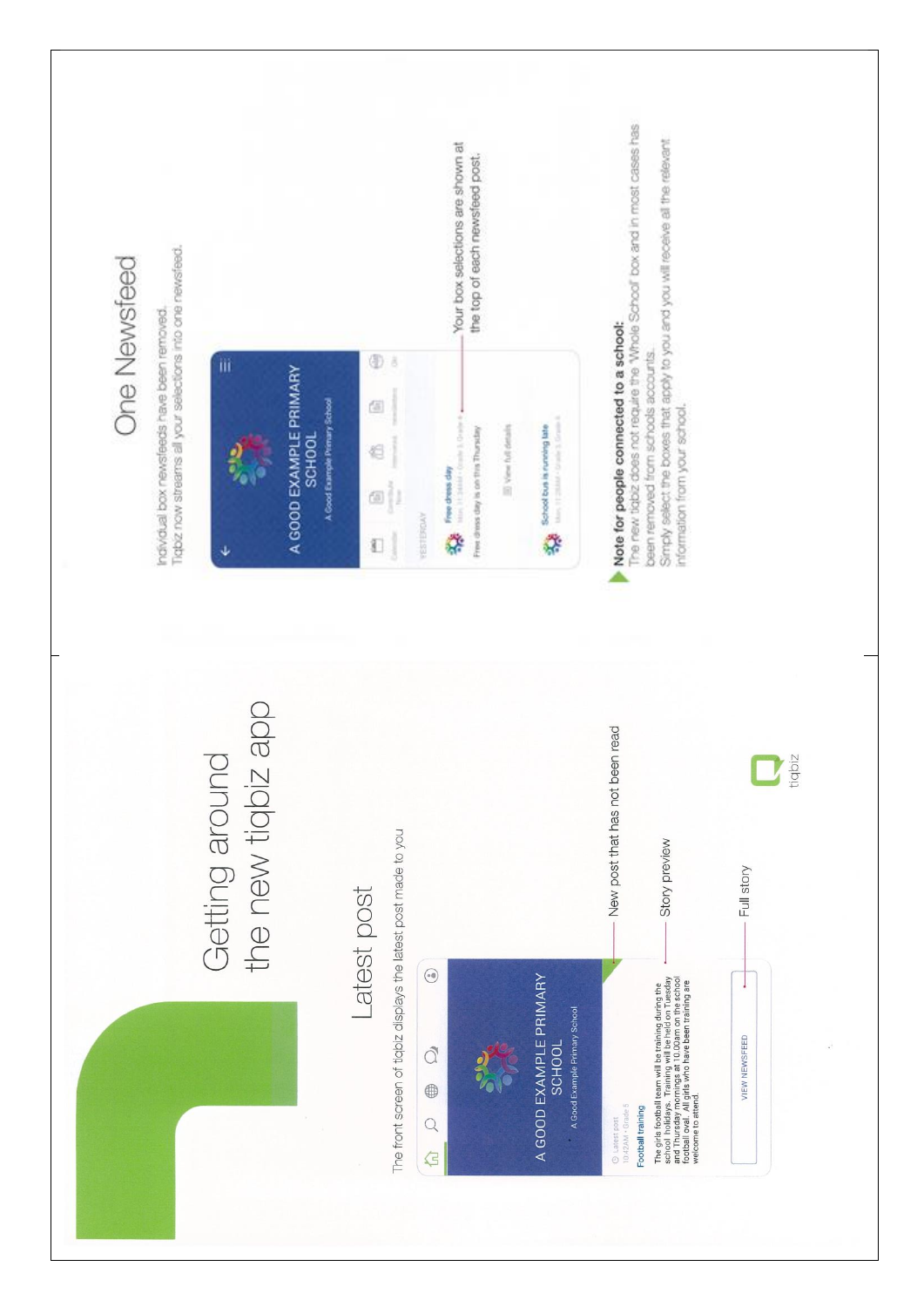# Getting around the new tiqbiz app

## Latest post

The front screen of tiqbiz displays the latest post made to you

A GOOD EXAMPLE PRIMARY SCHOOL

A Good Example Primary School

Latest post
10:42AM • Grade 6

Football training

The girls football team will be training during the school holidays. Training will be held on Tuesday and Thursday mornings at 10.00am on the school football oval. All girls who have been training are welcome to attend.

VIEW NEWSFEED

- New post that has not been read
- Story preview
- Full story

tiqbiz

## One Newsfeed

Individual box newsfeeds have been removed.
Tiqbz now streams all your selections into one newsfeed.

A GOOD EXAMPLE PRIMARY SCHOOL

A Good Example Primary School

YESTERDAY

Free dress day
Mon 11:34AM • Grade 5, Grade 6

Free dress day is on this Thursday

View full details

School bus is running late
Mon 11:29AM • Grade 5, Grade 6

- Your box selections are shown at the top of each newsfeed post.

**Note for people connected to a school:**
The new tiqbiz does not require the 'Whole School' box and in most cases has been removed from schools accounts.
Simply select the boxes that apply to you and you will receive all the relevant information from your school.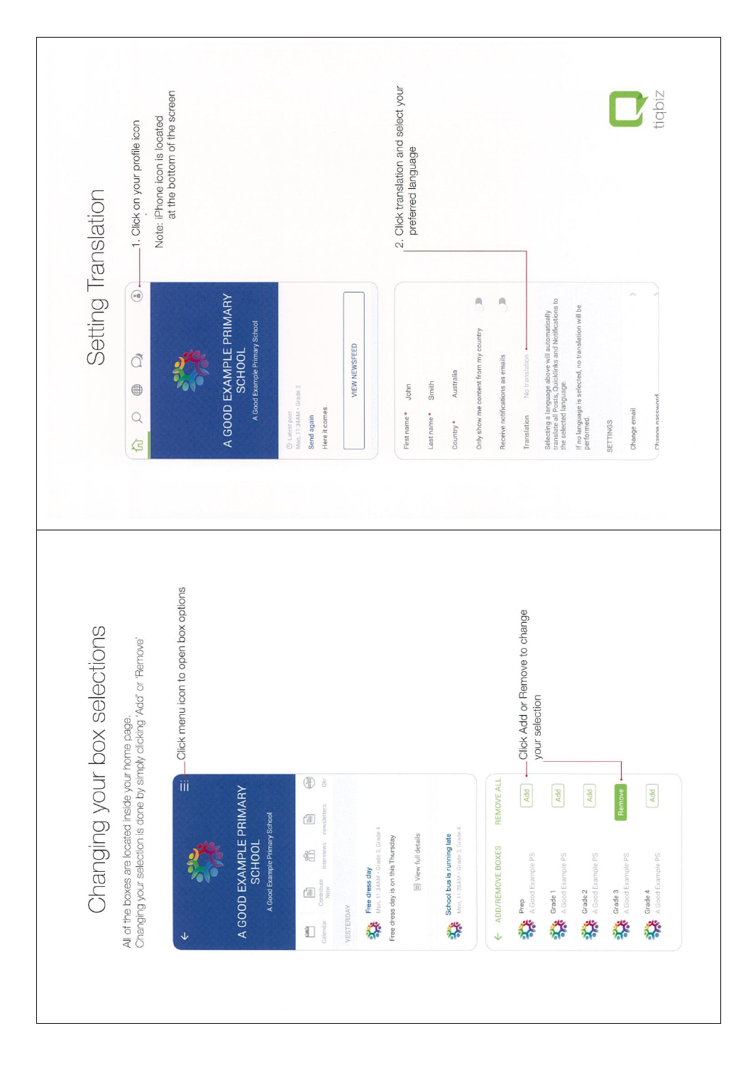# Changing your box selections

All of the boxes are located inside your home page.
Changing your selection is done by simply clicking 'Add' or 'Remove'

Click menu icon to open box options

A GOOD EXAMPLE PRIMARY SCHOOL

A Good Example Primary School

Calendar | Contribute Now | Interviews | newsletters | Qkr

YESTERDAY

Free dress day
Mon, 11:34AM • Grade 3, Grade 4

Free dress day is on this Thursday

View full details

School bus is running late
Mon, 11:28AM • Grade 3, Grade 4

Click Add or Remove to change your selection

ADD/REMOVE BOXES | REMOVE ALL

| Box | School | Action |
|---|---|---|
| Prep | A Good Example PS | Add |
| Grade 1 | A Good Example PS | Add |
| Grade 2 | A Good Example PS | Add |
| Grade 3 | A Good Example PS | Remove |
| Grade 4 | A Good Example PS | Add |

# Setting Translation

1. Click on your profile icon

Note: iPhone icon is located at the bottom of the screen

A GOOD EXAMPLE PRIMARY SCHOOL

A Good Example Primary School

Latest post
Mon, 11:34AM • Grade 3

Send again

Here it comes

VIEW NEWSFEED

2. Click translation and select your preferred language

First name * John

Last name * Smith

Country * Australia

Only show me content from my country

Receive notifications as emails

Translation No translation

Selecting a language above will automatically translate all Posts, Quicklinks and Notifications to the selected language.

If no language is selected, no translation will be performed.

SETTINGS

Change email

Change password

tiqbiz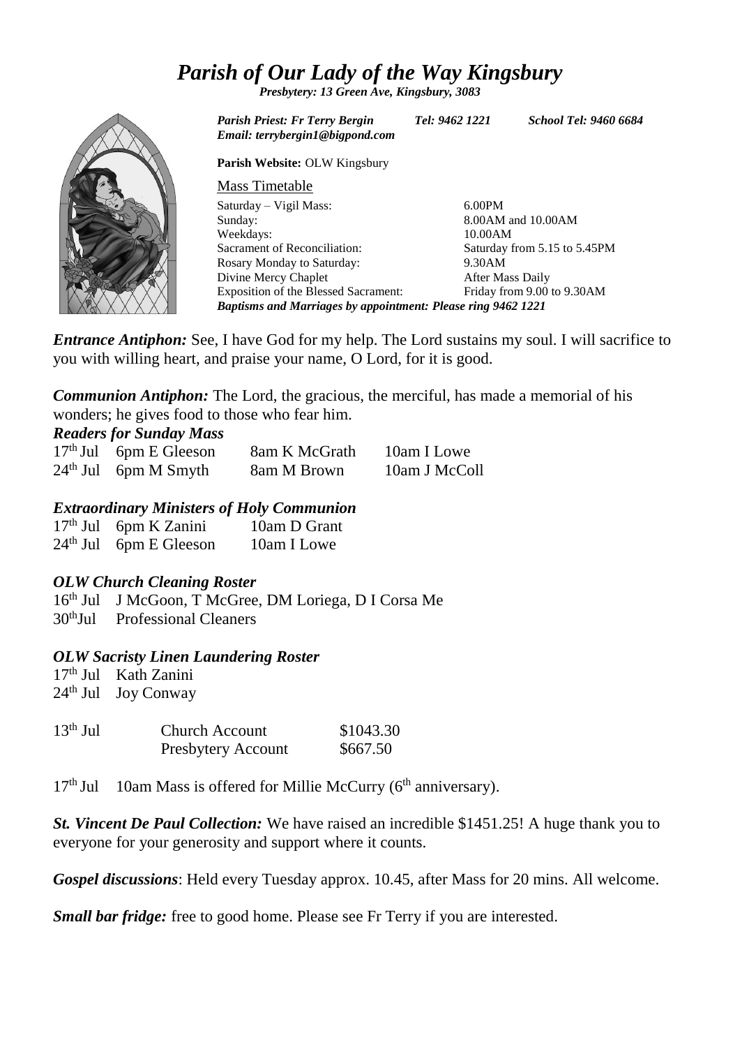# *Parish of Our Lady of the Way Kingsbury*

***Presbytery: 13 Green Ave, Kingsbury, 3083***

***Parish Priest: Fr Terry Bergin*** ***Tel: 9462 1221*** ***School Tel: 9460 6684***
***Email: terrybergin1@bigpond.com***

**Parish Website:** OLW Kingsbury

Mass Timetable

| | |
|---|---|
| Saturday – Vigil Mass: | 6.00PM |
| Sunday: | 8.00AM and 10.00AM |
| Weekdays: | 10.00AM |
| Sacrament of Reconciliation: | Saturday from 5.15 to 5.45PM |
| Rosary Monday to Saturday: | 9.30AM |
| Divine Mercy Chaplet | After Mass Daily |
| Exposition of the Blessed Sacrament: | Friday from 9.00 to 9.30AM |

***Baptisms and Marriages by appointment: Please ring 9462 1221***

***Entrance Antiphon:*** See, I have God for my help. The Lord sustains my soul. I will sacrifice to you with willing heart, and praise your name, O Lord, for it is good.

***Communion Antiphon:*** The Lord, the gracious, the merciful, has made a memorial of his wonders; he gives food to those who fear him.

***Readers for Sunday Mass***

| | | | |
|---|---|---|---|
| 17th Jul | 6pm E Gleeson | 8am K McGrath | 10am I Lowe |
| 24th Jul | 6pm M Smyth | 8am M Brown | 10am J McColl |

***Extraordinary Ministers of Holy Communion***

| | | |
|---|---|---|
| 17th Jul | 6pm K Zanini | 10am D Grant |
| 24th Jul | 6pm E Gleeson | 10am I Lowe |

***OLW Church Cleaning Roster***

16th Jul J McGoon, T McGree, DM Loriega, D I Corsa Me
30thJul Professional Cleaners

***OLW Sacristy Linen Laundering Roster***

17th Jul Kath Zanini
24th Jul Joy Conway

| | | |
|---|---|---|
| 13th Jul | Church Account | \$1043.30 |
| | Presbytery Account | \$667.50 |

17th Jul 10am Mass is offered for Millie McCurry (6th anniversary).

***St. Vincent De Paul Collection:*** We have raised an incredible \$1451.25! A huge thank you to everyone for your generosity and support where it counts.

***Gospel discussions***: Held every Tuesday approx. 10.45, after Mass for 20 mins. All welcome.

***Small bar fridge:*** free to good home. Please see Fr Terry if you are interested.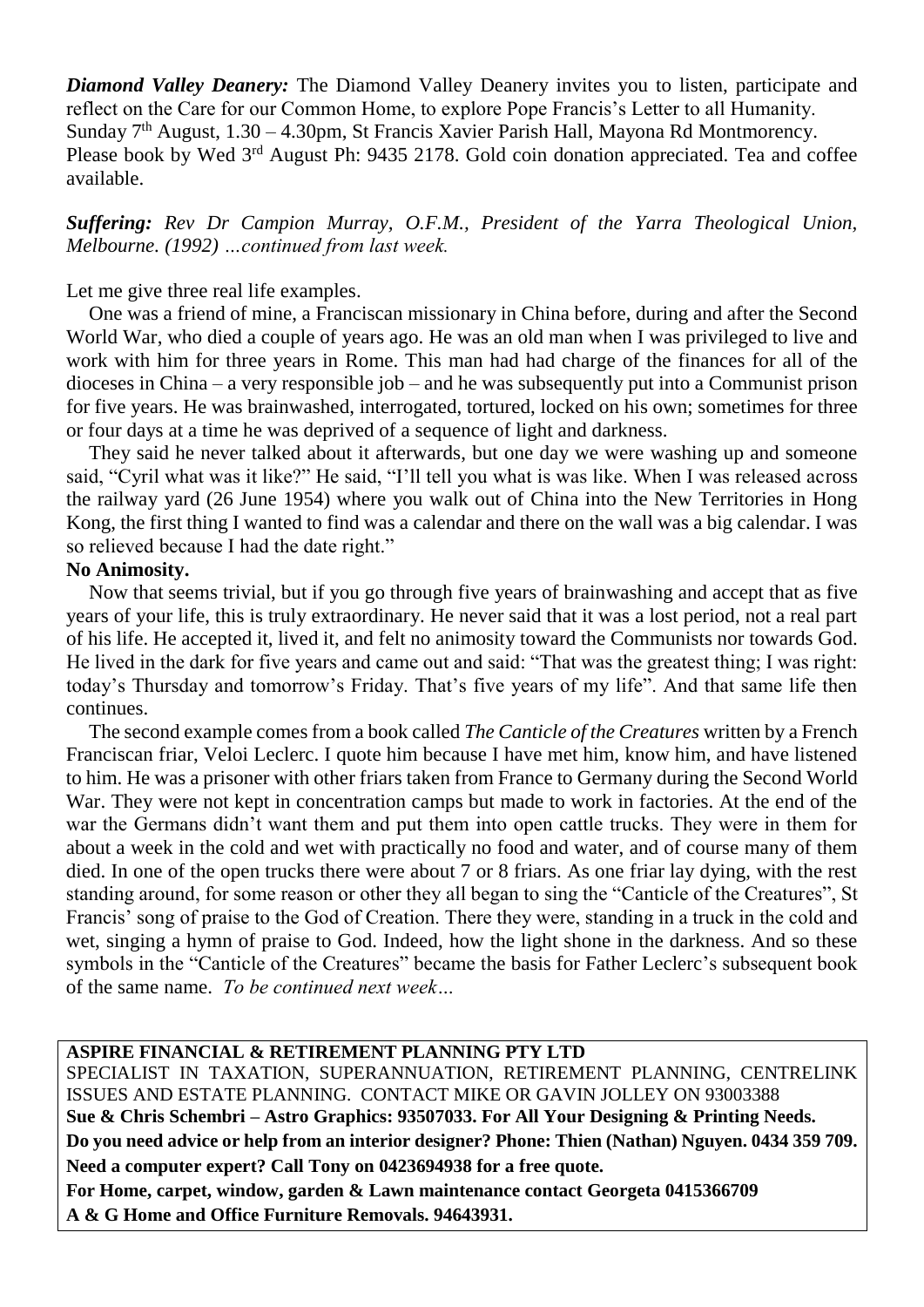***Diamond Valley Deanery:*** The Diamond Valley Deanery invites you to listen, participate and reflect on the Care for our Common Home, to explore Pope Francis's Letter to all Humanity. Sunday 7th August, 1.30 – 4.30pm, St Francis Xavier Parish Hall, Mayona Rd Montmorency. Please book by Wed 3rd August Ph: 9435 2178. Gold coin donation appreciated. Tea and coffee available.

***Suffering:*** *Rev Dr Campion Murray, O.F.M., President of the Yarra Theological Union, Melbourne. (1992) …continued from last week.*

Let me give three real life examples.

One was a friend of mine, a Franciscan missionary in China before, during and after the Second World War, who died a couple of years ago. He was an old man when I was privileged to live and work with him for three years in Rome. This man had had charge of the finances for all of the dioceses in China – a very responsible job – and he was subsequently put into a Communist prison for five years. He was brainwashed, interrogated, tortured, locked on his own; sometimes for three or four days at a time he was deprived of a sequence of light and darkness.

They said he never talked about it afterwards, but one day we were washing up and someone said, "Cyril what was it like?" He said, "I'll tell you what is was like. When I was released across the railway yard (26 June 1954) where you walk out of China into the New Territories in Hong Kong, the first thing I wanted to find was a calendar and there on the wall was a big calendar. I was so relieved because I had the date right."

**No Animosity.**

Now that seems trivial, but if you go through five years of brainwashing and accept that as five years of your life, this is truly extraordinary. He never said that it was a lost period, not a real part of his life. He accepted it, lived it, and felt no animosity toward the Communists nor towards God. He lived in the dark for five years and came out and said: "That was the greatest thing; I was right: today's Thursday and tomorrow's Friday. That's five years of my life". And that same life then continues.

The second example comes from a book called *The Canticle of the Creatures* written by a French Franciscan friar, Veloi Leclerc. I quote him because I have met him, know him, and have listened to him. He was a prisoner with other friars taken from France to Germany during the Second World War. They were not kept in concentration camps but made to work in factories. At the end of the war the Germans didn't want them and put them into open cattle trucks. They were in them for about a week in the cold and wet with practically no food and water, and of course many of them died. In one of the open trucks there were about 7 or 8 friars. As one friar lay dying, with the rest standing around, for some reason or other they all began to sing the "Canticle of the Creatures", St Francis' song of praise to the God of Creation. There they were, standing in a truck in the cold and wet, singing a hymn of praise to God. Indeed, how the light shone in the darkness. And so these symbols in the "Canticle of the Creatures" became the basis for Father Leclerc's subsequent book of the same name. *To be continued next week…*

---

**ASPIRE FINANCIAL & RETIREMENT PLANNING PTY LTD**
SPECIALIST IN TAXATION, SUPERANNUATION, RETIREMENT PLANNING, CENTRELINK ISSUES AND ESTATE PLANNING. CONTACT MIKE OR GAVIN JOLLEY ON 93003388

**Sue & Chris Schembri – Astro Graphics: 93507033. For All Your Designing & Printing Needs.**

**Do you need advice or help from an interior designer? Phone: Thien (Nathan) Nguyen. 0434 359 709.**

**Need a computer expert? Call Tony on 0423694938 for a free quote.**

**For Home, carpet, window, garden & Lawn maintenance contact Georgeta 0415366709**

**A & G Home and Office Furniture Removals. 94643931.**